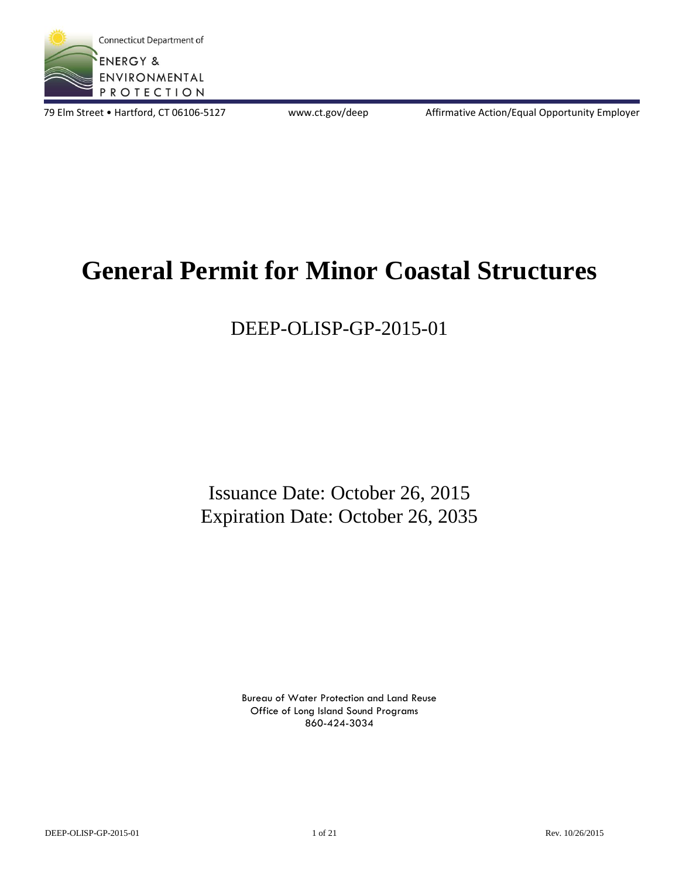Connecticut Department of

ENERGY & ENVIRONMENTAL PROTECTION

79 Elm Street • Hartford, CT 06106-5127 www.ct.gov/deep Affirmative Action/Equal Opportunity Employer

# General Permit for Minor Coastal Structures

## DEEP-OLISP-GP-2015-01

Issuance Date: October 26, 2015
Expiration Date: October 26, 2035

Bureau of Water Protection and Land Reuse
Office of Long Island Sound Programs
860-424-3034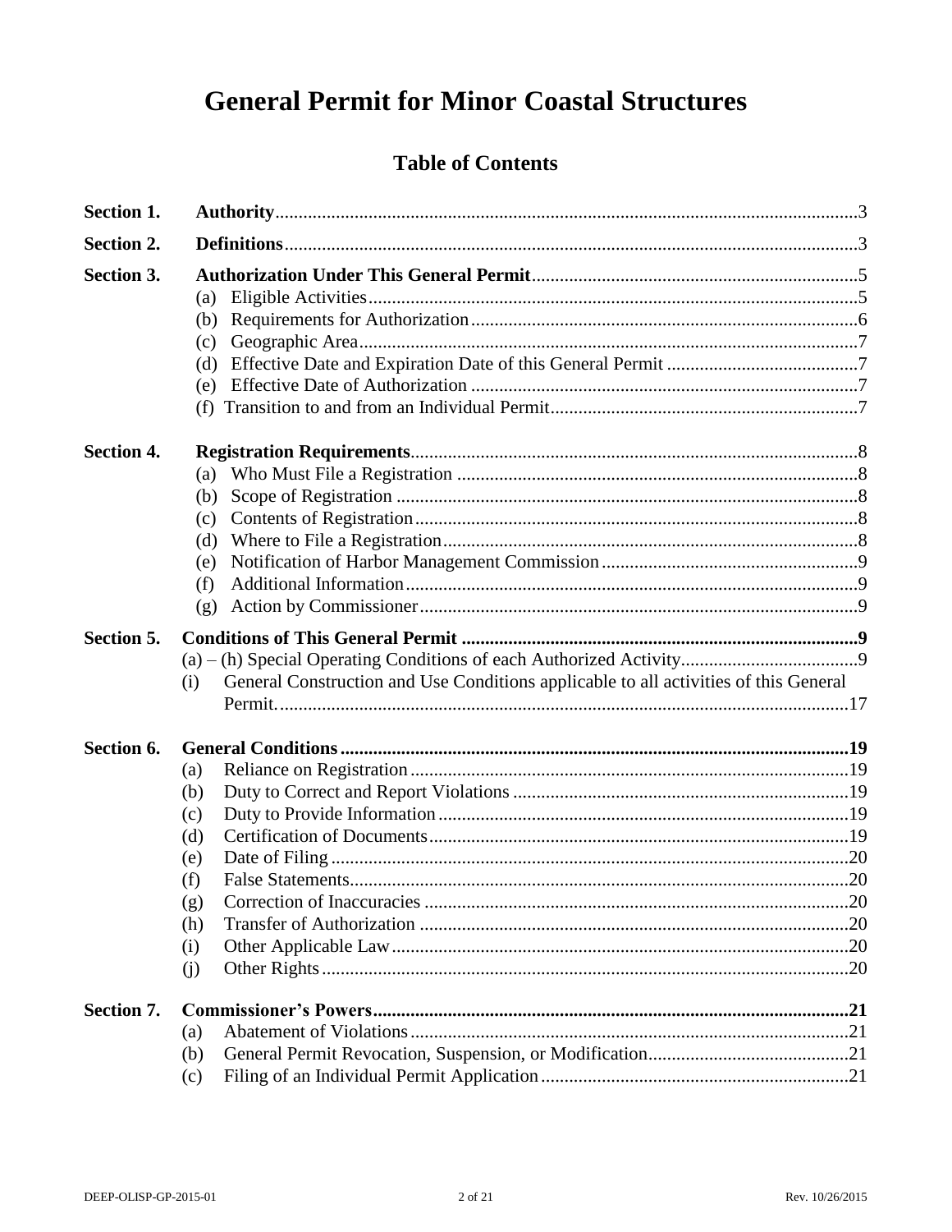# General Permit for Minor Coastal Structures

## Table of Contents

**Section 1. Authority** .......... 3

**Section 2. Definitions** .......... 3

**Section 3. Authorization Under This General Permit** .......... 5

- (a) Eligible Activities .......... 5
- (b) Requirements for Authorization .......... 6
- (c) Geographic Area .......... 7
- (d) Effective Date and Expiration Date of this General Permit .......... 7
- (e) Effective Date of Authorization .......... 7
- (f) Transition to and from an Individual Permit .......... 7

**Section 4. Registration Requirements** .......... 8

- (a) Who Must File a Registration .......... 8
- (b) Scope of Registration .......... 8
- (c) Contents of Registration .......... 8
- (d) Where to File a Registration .......... 8
- (e) Notification of Harbor Management Commission .......... 9
- (f) Additional Information .......... 9
- (g) Action by Commissioner .......... 9

**Section 5. Conditions of This General Permit** .......... **9**

- (a) – (h) Special Operating Conditions of each Authorized Activity .......... 9
- (i) General Construction and Use Conditions applicable to all activities of this General Permit .......... 17

**Section 6. General Conditions** .......... **19**

- (a) Reliance on Registration .......... 19
- (b) Duty to Correct and Report Violations .......... 19
- (c) Duty to Provide Information .......... 19
- (d) Certification of Documents .......... 19
- (e) Date of Filing .......... 20
- (f) False Statements .......... 20
- (g) Correction of Inaccuracies .......... 20
- (h) Transfer of Authorization .......... 20
- (i) Other Applicable Law .......... 20
- (j) Other Rights .......... 20

**Section 7. Commissioner's Powers** .......... **21**

- (a) Abatement of Violations .......... 21
- (b) General Permit Revocation, Suspension, or Modification .......... 21
- (c) Filing of an Individual Permit Application .......... 21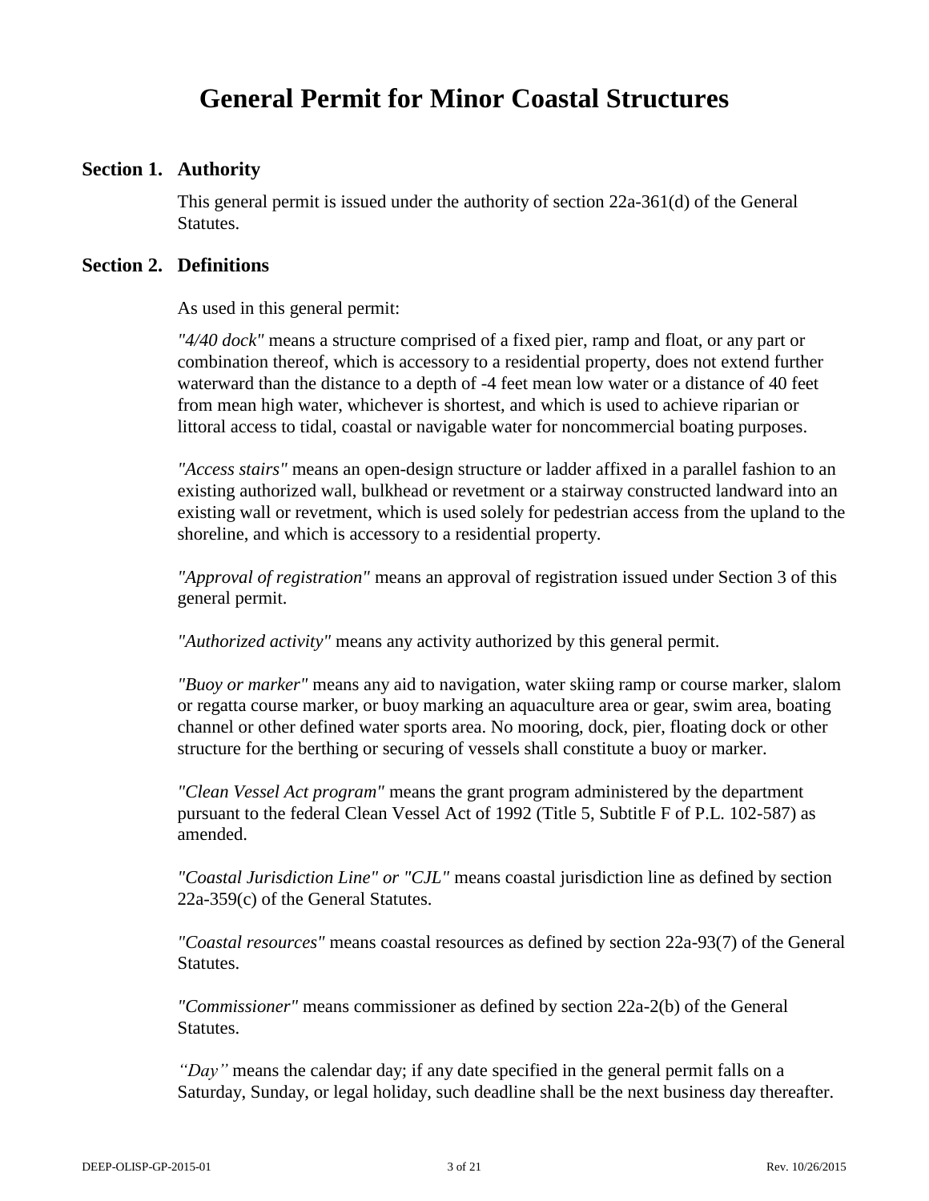# General Permit for Minor Coastal Structures

## Section 1. Authority

This general permit is issued under the authority of section 22a-361(d) of the General Statutes.

## Section 2. Definitions

As used in this general permit:

*"4/40 dock"* means a structure comprised of a fixed pier, ramp and float, or any part or combination thereof, which is accessory to a residential property, does not extend further waterward than the distance to a depth of -4 feet mean low water or a distance of 40 feet from mean high water, whichever is shortest, and which is used to achieve riparian or littoral access to tidal, coastal or navigable water for noncommercial boating purposes.

*"Access stairs"* means an open-design structure or ladder affixed in a parallel fashion to an existing authorized wall, bulkhead or revetment or a stairway constructed landward into an existing wall or revetment, which is used solely for pedestrian access from the upland to the shoreline, and which is accessory to a residential property.

*"Approval of registration"* means an approval of registration issued under Section 3 of this general permit.

*"Authorized activity"* means any activity authorized by this general permit.

*"Buoy or marker"* means any aid to navigation, water skiing ramp or course marker, slalom or regatta course marker, or buoy marking an aquaculture area or gear, swim area, boating channel or other defined water sports area. No mooring, dock, pier, floating dock or other structure for the berthing or securing of vessels shall constitute a buoy or marker.

*"Clean Vessel Act program"* means the grant program administered by the department pursuant to the federal Clean Vessel Act of 1992 (Title 5, Subtitle F of P.L. 102-587) as amended.

*"Coastal Jurisdiction Line" or "CJL"* means coastal jurisdiction line as defined by section 22a-359(c) of the General Statutes.

*"Coastal resources"* means coastal resources as defined by section 22a-93(7) of the General Statutes.

*"Commissioner"* means commissioner as defined by section 22a-2(b) of the General Statutes.

*"Day"* means the calendar day; if any date specified in the general permit falls on a Saturday, Sunday, or legal holiday, such deadline shall be the next business day thereafter.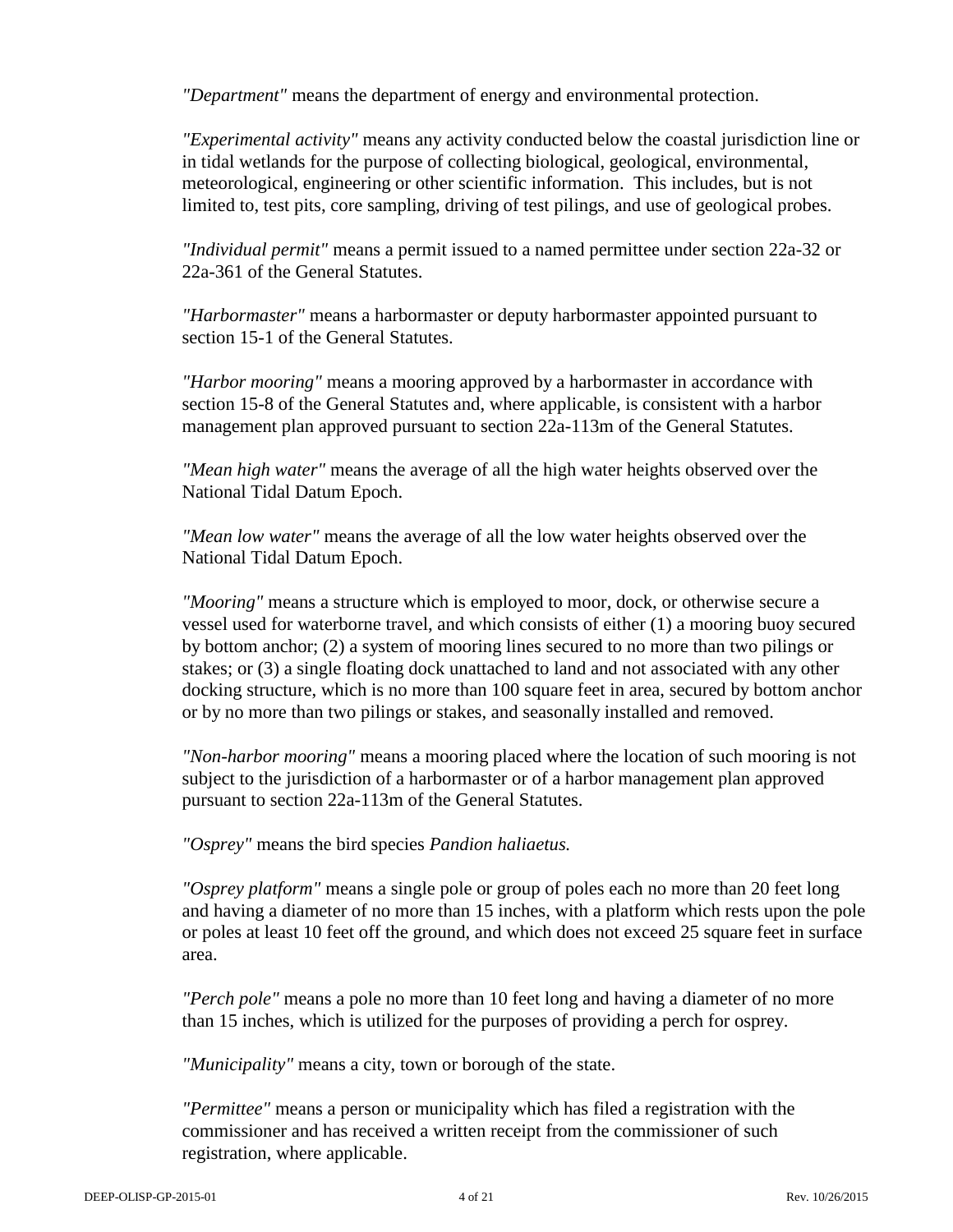*"Department"* means the department of energy and environmental protection.

*"Experimental activity"* means any activity conducted below the coastal jurisdiction line or in tidal wetlands for the purpose of collecting biological, geological, environmental, meteorological, engineering or other scientific information. This includes, but is not limited to, test pits, core sampling, driving of test pilings, and use of geological probes.

*"Individual permit"* means a permit issued to a named permittee under section 22a-32 or 22a-361 of the General Statutes.

*"Harbormaster"* means a harbormaster or deputy harbormaster appointed pursuant to section 15-1 of the General Statutes.

*"Harbor mooring"* means a mooring approved by a harbormaster in accordance with section 15-8 of the General Statutes and, where applicable, is consistent with a harbor management plan approved pursuant to section 22a-113m of the General Statutes.

*"Mean high water"* means the average of all the high water heights observed over the National Tidal Datum Epoch.

*"Mean low water"* means the average of all the low water heights observed over the National Tidal Datum Epoch.

*"Mooring"* means a structure which is employed to moor, dock, or otherwise secure a vessel used for waterborne travel, and which consists of either (1) a mooring buoy secured by bottom anchor; (2) a system of mooring lines secured to no more than two pilings or stakes; or (3) a single floating dock unattached to land and not associated with any other docking structure, which is no more than 100 square feet in area, secured by bottom anchor or by no more than two pilings or stakes, and seasonally installed and removed.

*"Non-harbor mooring"* means a mooring placed where the location of such mooring is not subject to the jurisdiction of a harbormaster or of a harbor management plan approved pursuant to section 22a-113m of the General Statutes.

*"Osprey"* means the bird species *Pandion haliaetus.*

*"Osprey platform"* means a single pole or group of poles each no more than 20 feet long and having a diameter of no more than 15 inches, with a platform which rests upon the pole or poles at least 10 feet off the ground, and which does not exceed 25 square feet in surface area.

*"Perch pole"* means a pole no more than 10 feet long and having a diameter of no more than 15 inches, which is utilized for the purposes of providing a perch for osprey.

*"Municipality"* means a city, town or borough of the state.

*"Permittee"* means a person or municipality which has filed a registration with the commissioner and has received a written receipt from the commissioner of such registration, where applicable.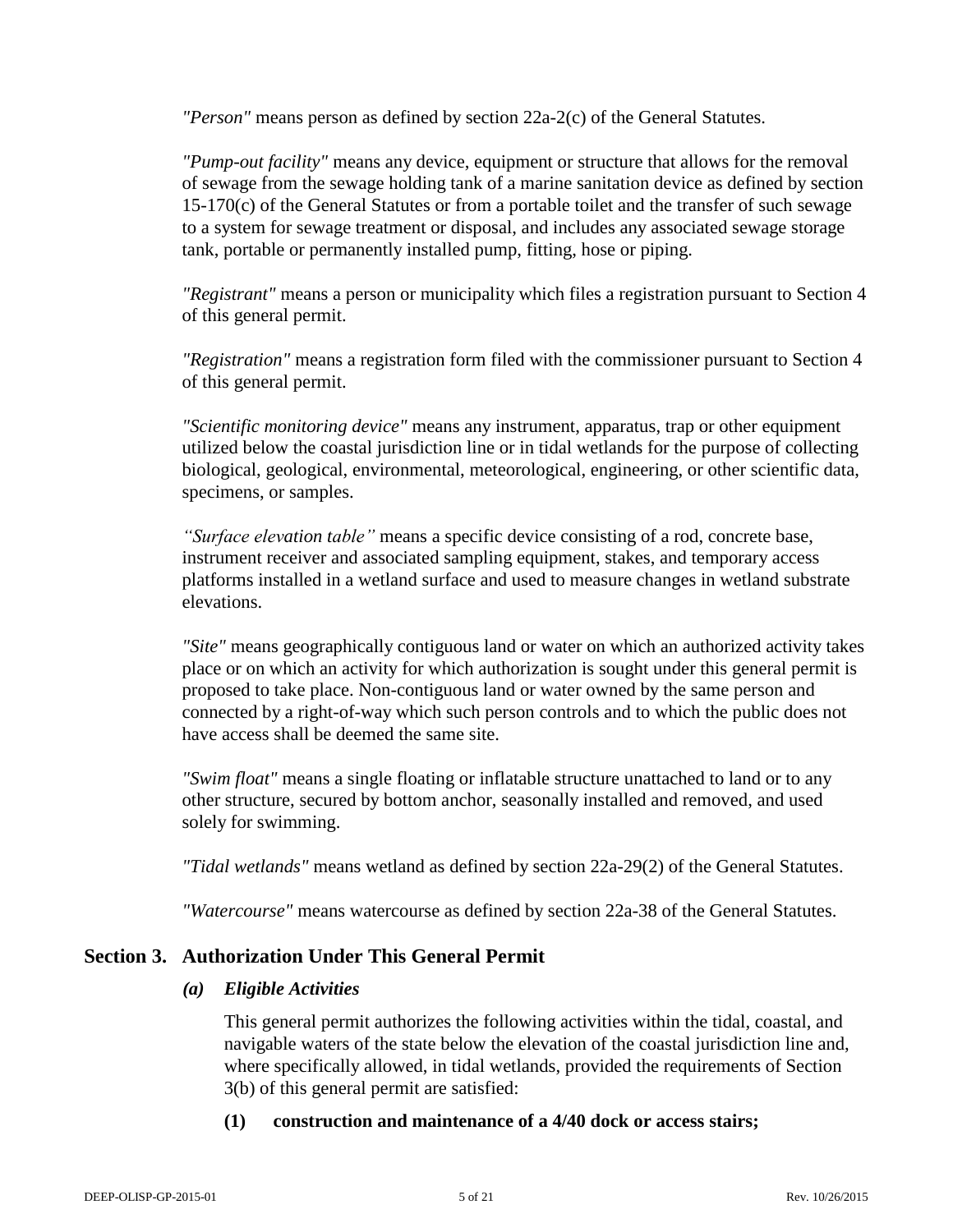*"Person"* means person as defined by section 22a-2(c) of the General Statutes.

*"Pump-out facility"* means any device, equipment or structure that allows for the removal of sewage from the sewage holding tank of a marine sanitation device as defined by section 15-170(c) of the General Statutes or from a portable toilet and the transfer of such sewage to a system for sewage treatment or disposal, and includes any associated sewage storage tank, portable or permanently installed pump, fitting, hose or piping.

*"Registrant"* means a person or municipality which files a registration pursuant to Section 4 of this general permit.

*"Registration"* means a registration form filed with the commissioner pursuant to Section 4 of this general permit.

*"Scientific monitoring device"* means any instrument, apparatus, trap or other equipment utilized below the coastal jurisdiction line or in tidal wetlands for the purpose of collecting biological, geological, environmental, meteorological, engineering, or other scientific data, specimens, or samples.

*"Surface elevation table"* means a specific device consisting of a rod, concrete base, instrument receiver and associated sampling equipment, stakes, and temporary access platforms installed in a wetland surface and used to measure changes in wetland substrate elevations.

*"Site"* means geographically contiguous land or water on which an authorized activity takes place or on which an activity for which authorization is sought under this general permit is proposed to take place. Non-contiguous land or water owned by the same person and connected by a right-of-way which such person controls and to which the public does not have access shall be deemed the same site.

*"Swim float"* means a single floating or inflatable structure unattached to land or to any other structure, secured by bottom anchor, seasonally installed and removed, and used solely for swimming.

*"Tidal wetlands"* means wetland as defined by section 22a-29(2) of the General Statutes.

*"Watercourse"* means watercourse as defined by section 22a-38 of the General Statutes.

## Section 3. Authorization Under This General Permit

### *(a) Eligible Activities*

This general permit authorizes the following activities within the tidal, coastal, and navigable waters of the state below the elevation of the coastal jurisdiction line and, where specifically allowed, in tidal wetlands, provided the requirements of Section 3(b) of this general permit are satisfied:

**(1) construction and maintenance of a 4/40 dock or access stairs;**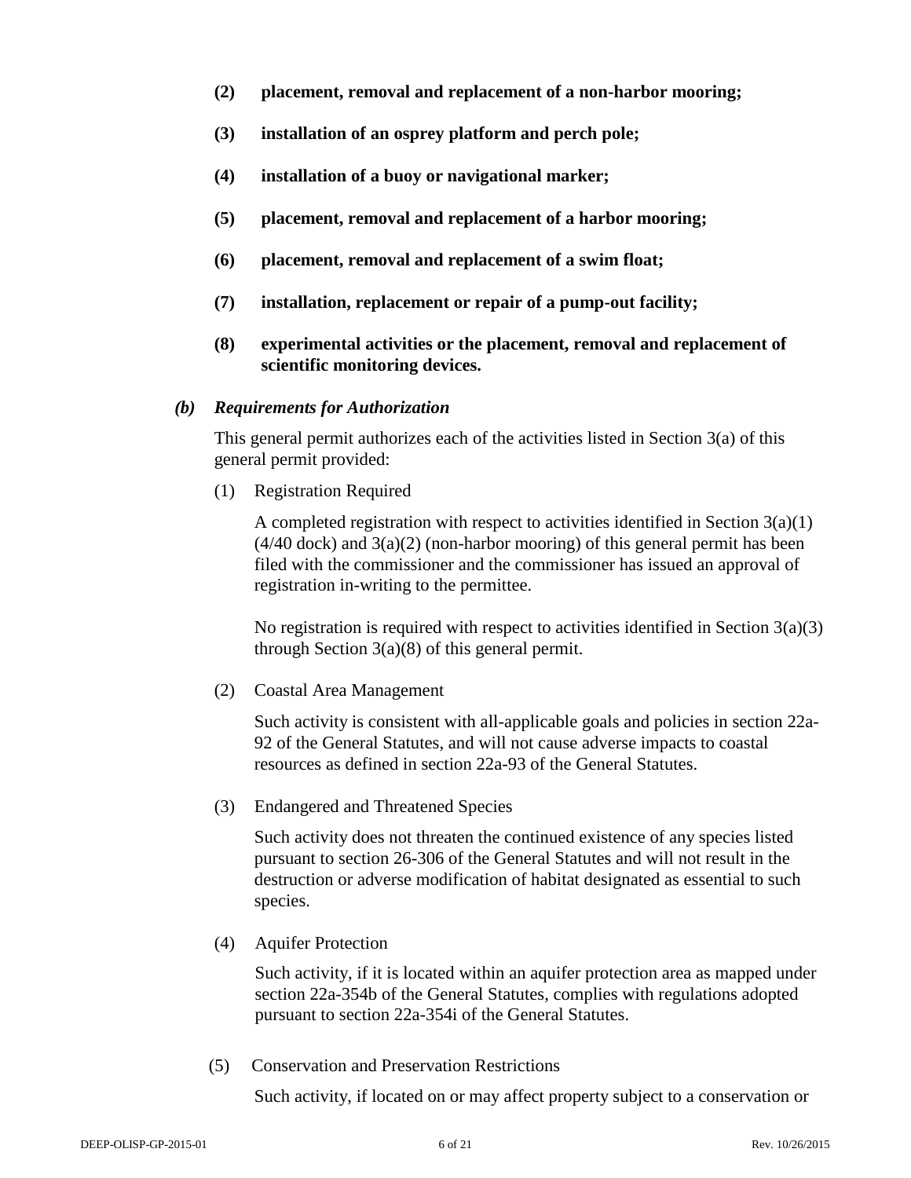**(2) placement, removal and replacement of a non-harbor mooring;**

**(3) installation of an osprey platform and perch pole;**

**(4) installation of a buoy or navigational marker;**

**(5) placement, removal and replacement of a harbor mooring;**

**(6) placement, removal and replacement of a swim float;**

**(7) installation, replacement or repair of a pump-out facility;**

**(8) experimental activities or the placement, removal and replacement of scientific monitoring devices.**

***(b) Requirements for Authorization***

This general permit authorizes each of the activities listed in Section 3(a) of this general permit provided:

(1) Registration Required

A completed registration with respect to activities identified in Section 3(a)(1) (4/40 dock) and 3(a)(2) (non-harbor mooring) of this general permit has been filed with the commissioner and the commissioner has issued an approval of registration in-writing to the permittee.

No registration is required with respect to activities identified in Section 3(a)(3) through Section 3(a)(8) of this general permit.

(2) Coastal Area Management

Such activity is consistent with all-applicable goals and policies in section 22a-92 of the General Statutes, and will not cause adverse impacts to coastal resources as defined in section 22a-93 of the General Statutes.

(3) Endangered and Threatened Species

Such activity does not threaten the continued existence of any species listed pursuant to section 26-306 of the General Statutes and will not result in the destruction or adverse modification of habitat designated as essential to such species.

(4) Aquifer Protection

Such activity, if it is located within an aquifer protection area as mapped under section 22a-354b of the General Statutes, complies with regulations adopted pursuant to section 22a-354i of the General Statutes.

(5) Conservation and Preservation Restrictions

Such activity, if located on or may affect property subject to a conservation or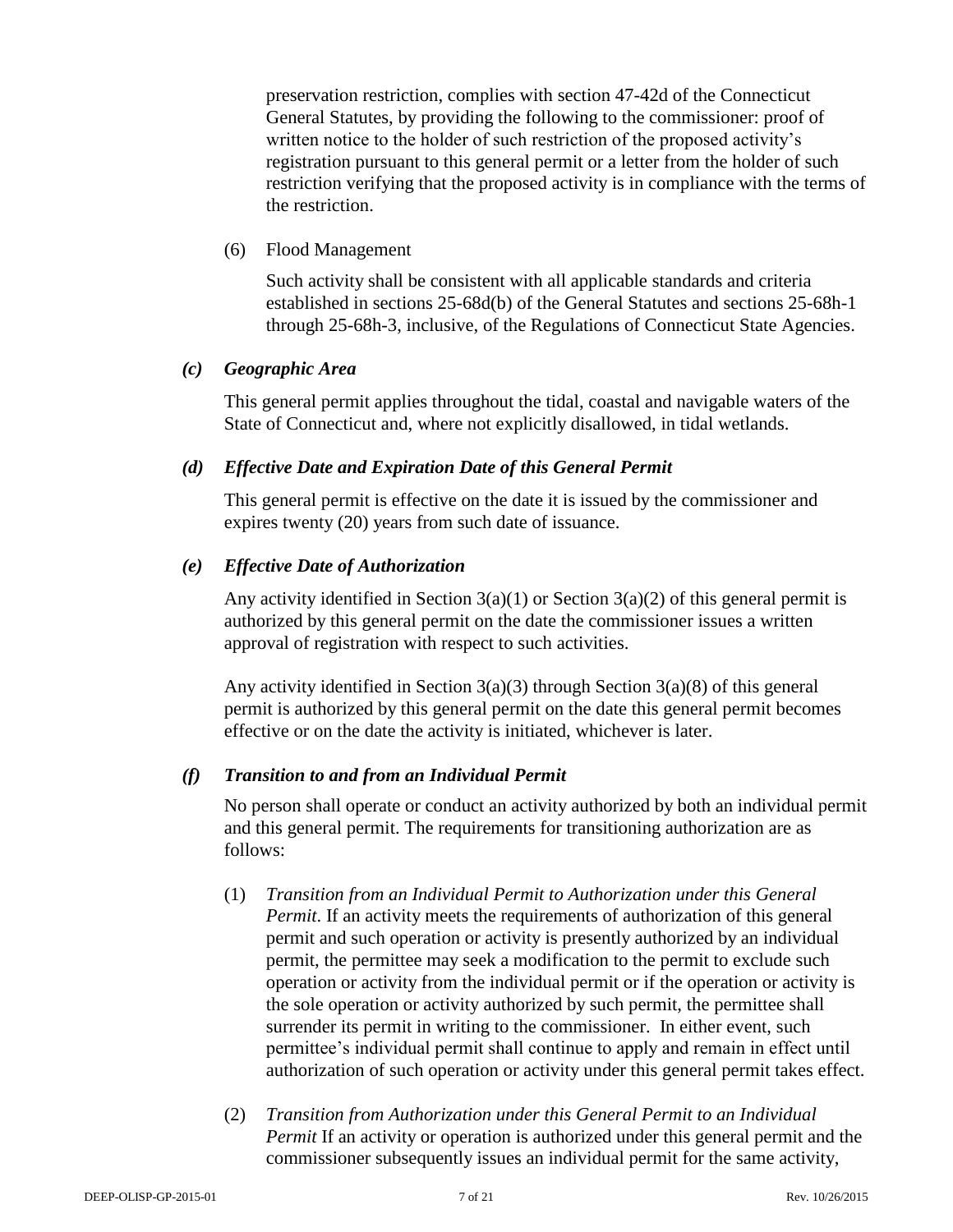preservation restriction, complies with section 47-42d of the Connecticut General Statutes, by providing the following to the commissioner: proof of written notice to the holder of such restriction of the proposed activity's registration pursuant to this general permit or a letter from the holder of such restriction verifying that the proposed activity is in compliance with the terms of the restriction.

(6) Flood Management

Such activity shall be consistent with all applicable standards and criteria established in sections 25-68d(b) of the General Statutes and sections 25-68h-1 through 25-68h-3, inclusive, of the Regulations of Connecticut State Agencies.

***(c) Geographic Area***

This general permit applies throughout the tidal, coastal and navigable waters of the State of Connecticut and, where not explicitly disallowed, in tidal wetlands.

***(d) Effective Date and Expiration Date of this General Permit***

This general permit is effective on the date it is issued by the commissioner and expires twenty (20) years from such date of issuance.

***(e) Effective Date of Authorization***

Any activity identified in Section 3(a)(1) or Section 3(a)(2) of this general permit is authorized by this general permit on the date the commissioner issues a written approval of registration with respect to such activities.

Any activity identified in Section 3(a)(3) through Section 3(a)(8) of this general permit is authorized by this general permit on the date this general permit becomes effective or on the date the activity is initiated, whichever is later.

***(f) Transition to and from an Individual Permit***

No person shall operate or conduct an activity authorized by both an individual permit and this general permit. The requirements for transitioning authorization are as follows:

(1) *Transition from an Individual Permit to Authorization under this General Permit*. If an activity meets the requirements of authorization of this general permit and such operation or activity is presently authorized by an individual permit, the permittee may seek a modification to the permit to exclude such operation or activity from the individual permit or if the operation or activity is the sole operation or activity authorized by such permit, the permittee shall surrender its permit in writing to the commissioner. In either event, such permittee's individual permit shall continue to apply and remain in effect until authorization of such operation or activity under this general permit takes effect.

(2) *Transition from Authorization under this General Permit to an Individual Permit* If an activity or operation is authorized under this general permit and the commissioner subsequently issues an individual permit for the same activity,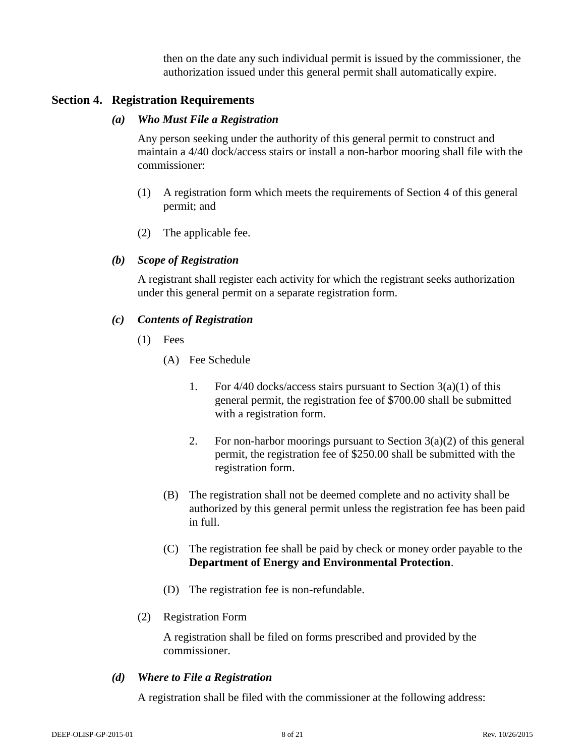then on the date any such individual permit is issued by the commissioner, the authorization issued under this general permit shall automatically expire.

## Section 4. Registration Requirements

### *(a) Who Must File a Registration*

Any person seeking under the authority of this general permit to construct and maintain a 4/40 dock/access stairs or install a non-harbor mooring shall file with the commissioner:

(1) A registration form which meets the requirements of Section 4 of this general permit; and

(2) The applicable fee.

### *(b) Scope of Registration*

A registrant shall register each activity for which the registrant seeks authorization under this general permit on a separate registration form.

### *(c) Contents of Registration*

(1) Fees

(A) Fee Schedule

1. For 4/40 docks/access stairs pursuant to Section 3(a)(1) of this general permit, the registration fee of $700.00 shall be submitted with a registration form.

2. For non-harbor moorings pursuant to Section 3(a)(2) of this general permit, the registration fee of $250.00 shall be submitted with the registration form.

(B) The registration shall not be deemed complete and no activity shall be authorized by this general permit unless the registration fee has been paid in full.

(C) The registration fee shall be paid by check or money order payable to the **Department of Energy and Environmental Protection**.

(D) The registration fee is non-refundable.

(2) Registration Form

A registration shall be filed on forms prescribed and provided by the commissioner.

### *(d) Where to File a Registration*

A registration shall be filed with the commissioner at the following address: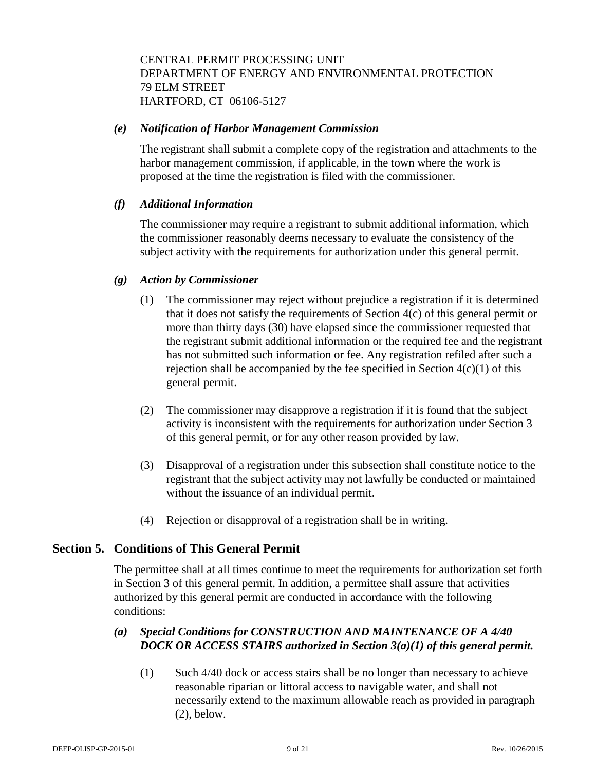CENTRAL PERMIT PROCESSING UNIT
DEPARTMENT OF ENERGY AND ENVIRONMENTAL PROTECTION
79 ELM STREET
HARTFORD, CT 06106-5127

***(e) Notification of Harbor Management Commission***

The registrant shall submit a complete copy of the registration and attachments to the harbor management commission, if applicable, in the town where the work is proposed at the time the registration is filed with the commissioner.

***(f) Additional Information***

The commissioner may require a registrant to submit additional information, which the commissioner reasonably deems necessary to evaluate the consistency of the subject activity with the requirements for authorization under this general permit.

***(g) Action by Commissioner***

(1) The commissioner may reject without prejudice a registration if it is determined that it does not satisfy the requirements of Section 4(c) of this general permit or more than thirty days (30) have elapsed since the commissioner requested that the registrant submit additional information or the required fee and the registrant has not submitted such information or fee. Any registration refiled after such a rejection shall be accompanied by the fee specified in Section 4(c)(1) of this general permit.

(2) The commissioner may disapprove a registration if it is found that the subject activity is inconsistent with the requirements for authorization under Section 3 of this general permit, or for any other reason provided by law.

(3) Disapproval of a registration under this subsection shall constitute notice to the registrant that the subject activity may not lawfully be conducted or maintained without the issuance of an individual permit.

(4) Rejection or disapproval of a registration shall be in writing.

## Section 5. Conditions of This General Permit

The permittee shall at all times continue to meet the requirements for authorization set forth in Section 3 of this general permit. In addition, a permittee shall assure that activities authorized by this general permit are conducted in accordance with the following conditions:

***(a) Special Conditions for CONSTRUCTION AND MAINTENANCE OF A 4/40 DOCK OR ACCESS STAIRS authorized in Section 3(a)(1) of this general permit.***

(1) Such 4/40 dock or access stairs shall be no longer than necessary to achieve reasonable riparian or littoral access to navigable water, and shall not necessarily extend to the maximum allowable reach as provided in paragraph (2), below.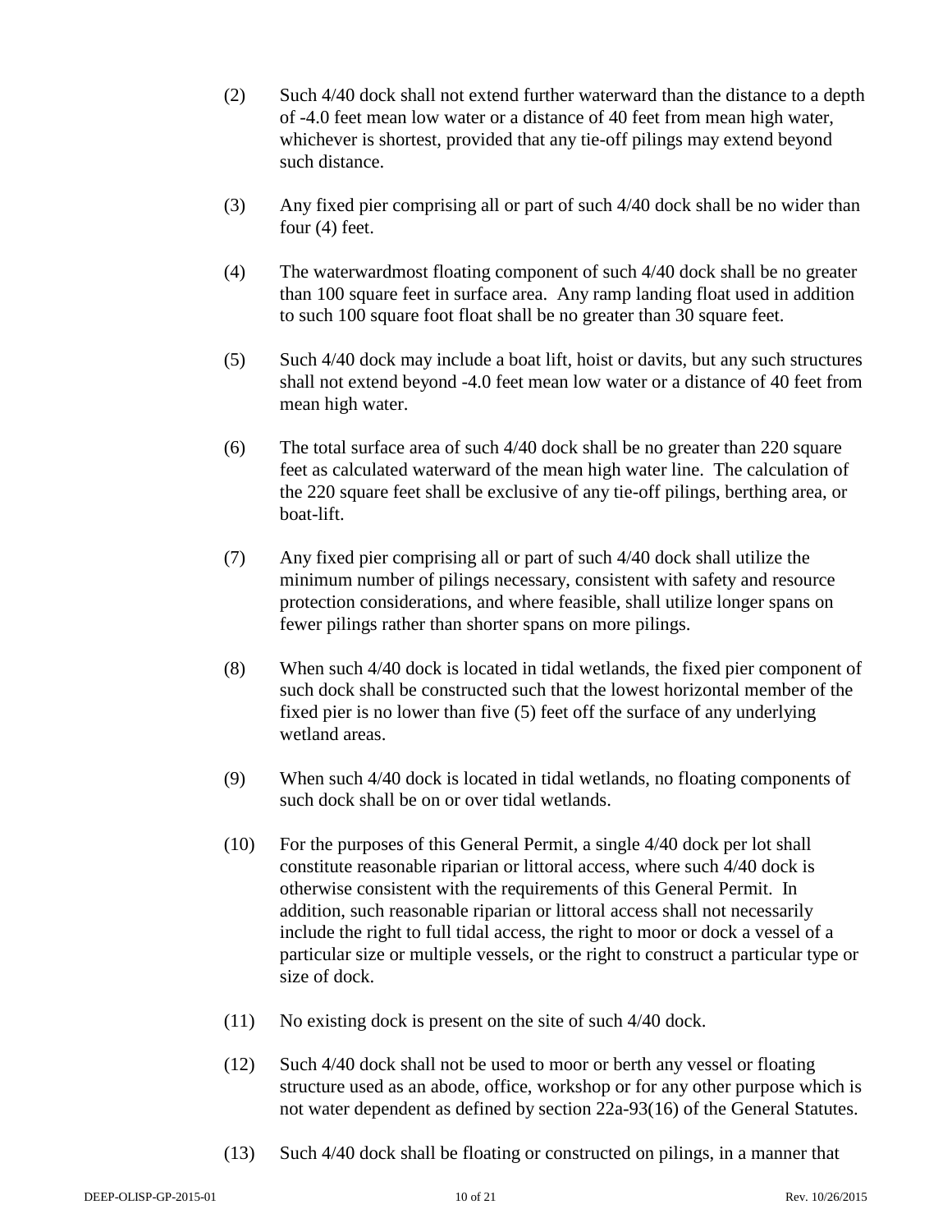(2) Such 4/40 dock shall not extend further waterward than the distance to a depth of -4.0 feet mean low water or a distance of 40 feet from mean high water, whichever is shortest, provided that any tie-off pilings may extend beyond such distance.

(3) Any fixed pier comprising all or part of such 4/40 dock shall be no wider than four (4) feet.

(4) The waterwardmost floating component of such 4/40 dock shall be no greater than 100 square feet in surface area. Any ramp landing float used in addition to such 100 square foot float shall be no greater than 30 square feet.

(5) Such 4/40 dock may include a boat lift, hoist or davits, but any such structures shall not extend beyond -4.0 feet mean low water or a distance of 40 feet from mean high water.

(6) The total surface area of such 4/40 dock shall be no greater than 220 square feet as calculated waterward of the mean high water line. The calculation of the 220 square feet shall be exclusive of any tie-off pilings, berthing area, or boat-lift.

(7) Any fixed pier comprising all or part of such 4/40 dock shall utilize the minimum number of pilings necessary, consistent with safety and resource protection considerations, and where feasible, shall utilize longer spans on fewer pilings rather than shorter spans on more pilings.

(8) When such 4/40 dock is located in tidal wetlands, the fixed pier component of such dock shall be constructed such that the lowest horizontal member of the fixed pier is no lower than five (5) feet off the surface of any underlying wetland areas.

(9) When such 4/40 dock is located in tidal wetlands, no floating components of such dock shall be on or over tidal wetlands.

(10) For the purposes of this General Permit, a single 4/40 dock per lot shall constitute reasonable riparian or littoral access, where such 4/40 dock is otherwise consistent with the requirements of this General Permit. In addition, such reasonable riparian or littoral access shall not necessarily include the right to full tidal access, the right to moor or dock a vessel of a particular size or multiple vessels, or the right to construct a particular type or size of dock.

(11) No existing dock is present on the site of such 4/40 dock.

(12) Such 4/40 dock shall not be used to moor or berth any vessel or floating structure used as an abode, office, workshop or for any other purpose which is not water dependent as defined by section 22a-93(16) of the General Statutes.

(13) Such 4/40 dock shall be floating or constructed on pilings, in a manner that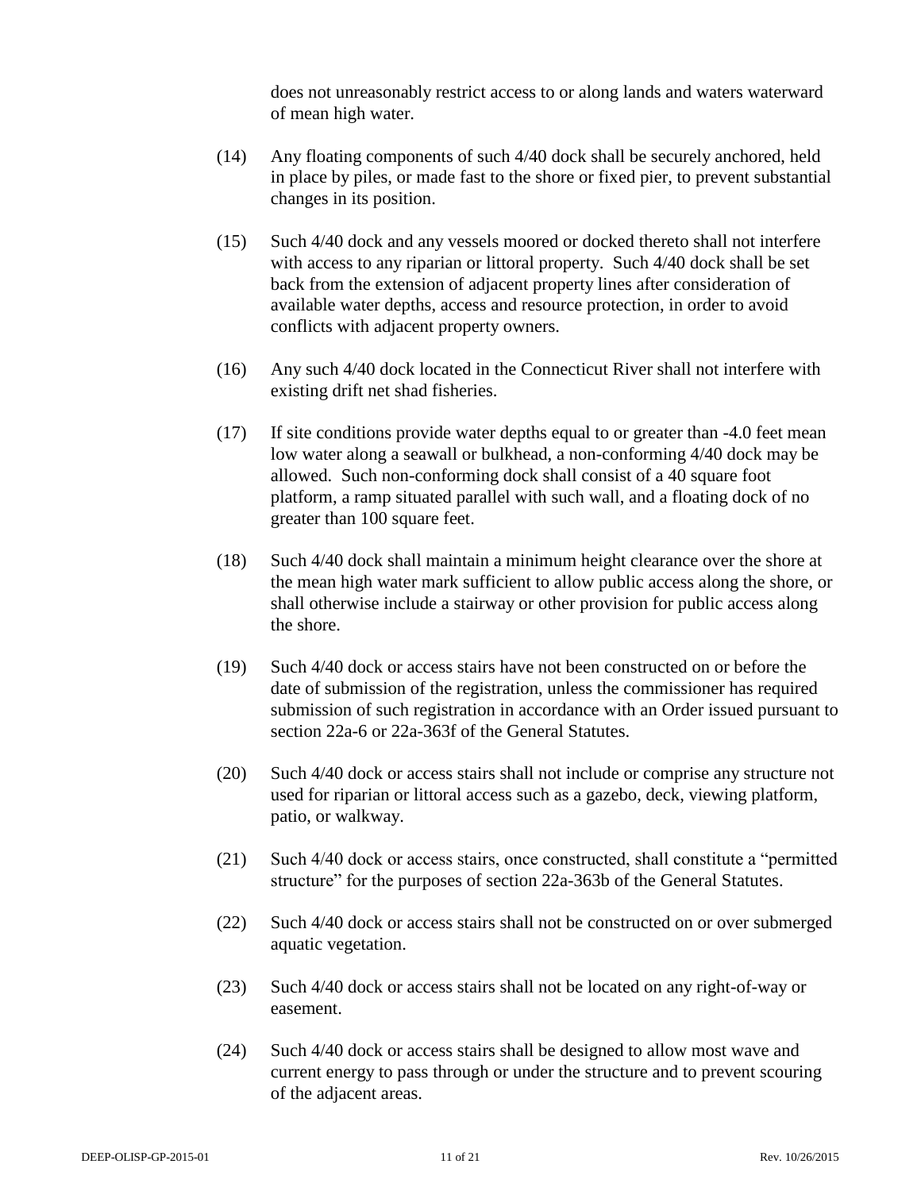does not unreasonably restrict access to or along lands and waters waterward of mean high water.

(14) Any floating components of such 4/40 dock shall be securely anchored, held in place by piles, or made fast to the shore or fixed pier, to prevent substantial changes in its position.

(15) Such 4/40 dock and any vessels moored or docked thereto shall not interfere with access to any riparian or littoral property. Such 4/40 dock shall be set back from the extension of adjacent property lines after consideration of available water depths, access and resource protection, in order to avoid conflicts with adjacent property owners.

(16) Any such 4/40 dock located in the Connecticut River shall not interfere with existing drift net shad fisheries.

(17) If site conditions provide water depths equal to or greater than -4.0 feet mean low water along a seawall or bulkhead, a non-conforming 4/40 dock may be allowed. Such non-conforming dock shall consist of a 40 square foot platform, a ramp situated parallel with such wall, and a floating dock of no greater than 100 square feet.

(18) Such 4/40 dock shall maintain a minimum height clearance over the shore at the mean high water mark sufficient to allow public access along the shore, or shall otherwise include a stairway or other provision for public access along the shore.

(19) Such 4/40 dock or access stairs have not been constructed on or before the date of submission of the registration, unless the commissioner has required submission of such registration in accordance with an Order issued pursuant to section 22a-6 or 22a-363f of the General Statutes.

(20) Such 4/40 dock or access stairs shall not include or comprise any structure not used for riparian or littoral access such as a gazebo, deck, viewing platform, patio, or walkway.

(21) Such 4/40 dock or access stairs, once constructed, shall constitute a "permitted structure" for the purposes of section 22a-363b of the General Statutes.

(22) Such 4/40 dock or access stairs shall not be constructed on or over submerged aquatic vegetation.

(23) Such 4/40 dock or access stairs shall not be located on any right-of-way or easement.

(24) Such 4/40 dock or access stairs shall be designed to allow most wave and current energy to pass through or under the structure and to prevent scouring of the adjacent areas.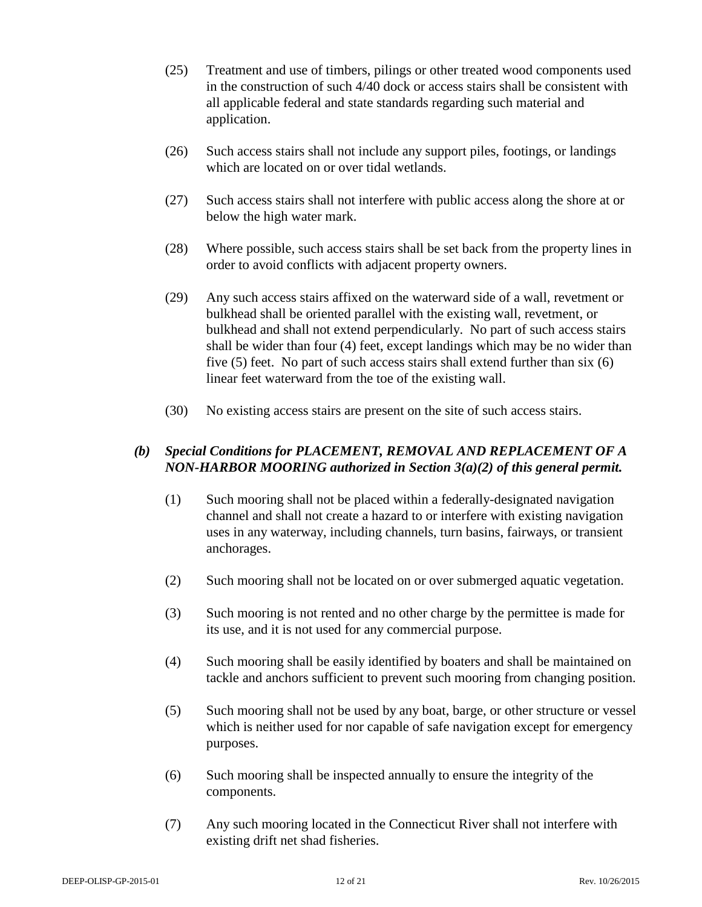(25) Treatment and use of timbers, pilings or other treated wood components used in the construction of such 4/40 dock or access stairs shall be consistent with all applicable federal and state standards regarding such material and application.

(26) Such access stairs shall not include any support piles, footings, or landings which are located on or over tidal wetlands.

(27) Such access stairs shall not interfere with public access along the shore at or below the high water mark.

(28) Where possible, such access stairs shall be set back from the property lines in order to avoid conflicts with adjacent property owners.

(29) Any such access stairs affixed on the waterward side of a wall, revetment or bulkhead shall be oriented parallel with the existing wall, revetment, or bulkhead and shall not extend perpendicularly. No part of such access stairs shall be wider than four (4) feet, except landings which may be no wider than five (5) feet. No part of such access stairs shall extend further than six (6) linear feet waterward from the toe of the existing wall.

(30) No existing access stairs are present on the site of such access stairs.

***(b) Special Conditions for PLACEMENT, REMOVAL AND REPLACEMENT OF A NON-HARBOR MOORING authorized in Section 3(a)(2) of this general permit.***

(1) Such mooring shall not be placed within a federally-designated navigation channel and shall not create a hazard to or interfere with existing navigation uses in any waterway, including channels, turn basins, fairways, or transient anchorages.

(2) Such mooring shall not be located on or over submerged aquatic vegetation.

(3) Such mooring is not rented and no other charge by the permittee is made for its use, and it is not used for any commercial purpose.

(4) Such mooring shall be easily identified by boaters and shall be maintained on tackle and anchors sufficient to prevent such mooring from changing position.

(5) Such mooring shall not be used by any boat, barge, or other structure or vessel which is neither used for nor capable of safe navigation except for emergency purposes.

(6) Such mooring shall be inspected annually to ensure the integrity of the components.

(7) Any such mooring located in the Connecticut River shall not interfere with existing drift net shad fisheries.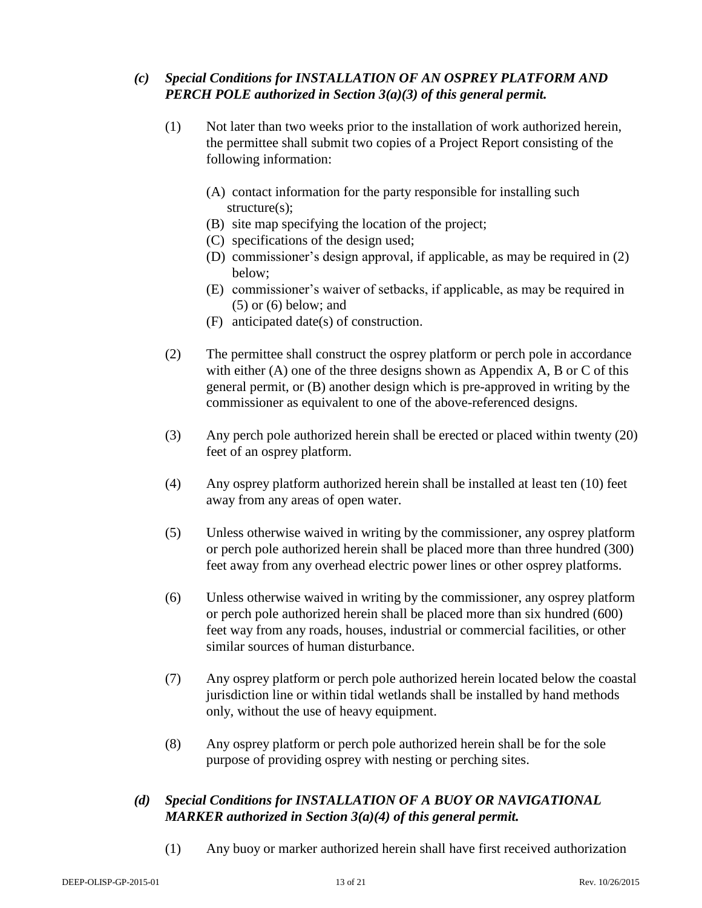*(c) Special Conditions for INSTALLATION OF AN OSPREY PLATFORM AND PERCH POLE authorized in Section 3(a)(3) of this general permit.*

(1) Not later than two weeks prior to the installation of work authorized herein, the permittee shall submit two copies of a Project Report consisting of the following information:

(A) contact information for the party responsible for installing such structure(s);
(B) site map specifying the location of the project;
(C) specifications of the design used;
(D) commissioner's design approval, if applicable, as may be required in (2) below;
(E) commissioner's waiver of setbacks, if applicable, as may be required in (5) or (6) below; and
(F) anticipated date(s) of construction.

(2) The permittee shall construct the osprey platform or perch pole in accordance with either (A) one of the three designs shown as Appendix A, B or C of this general permit, or (B) another design which is pre-approved in writing by the commissioner as equivalent to one of the above-referenced designs.

(3) Any perch pole authorized herein shall be erected or placed within twenty (20) feet of an osprey platform.

(4) Any osprey platform authorized herein shall be installed at least ten (10) feet away from any areas of open water.

(5) Unless otherwise waived in writing by the commissioner, any osprey platform or perch pole authorized herein shall be placed more than three hundred (300) feet away from any overhead electric power lines or other osprey platforms.

(6) Unless otherwise waived in writing by the commissioner, any osprey platform or perch pole authorized herein shall be placed more than six hundred (600) feet way from any roads, houses, industrial or commercial facilities, or other similar sources of human disturbance.

(7) Any osprey platform or perch pole authorized herein located below the coastal jurisdiction line or within tidal wetlands shall be installed by hand methods only, without the use of heavy equipment.

(8) Any osprey platform or perch pole authorized herein shall be for the sole purpose of providing osprey with nesting or perching sites.

*(d) Special Conditions for INSTALLATION OF A BUOY OR NAVIGATIONAL MARKER authorized in Section 3(a)(4) of this general permit.*

(1) Any buoy or marker authorized herein shall have first received authorization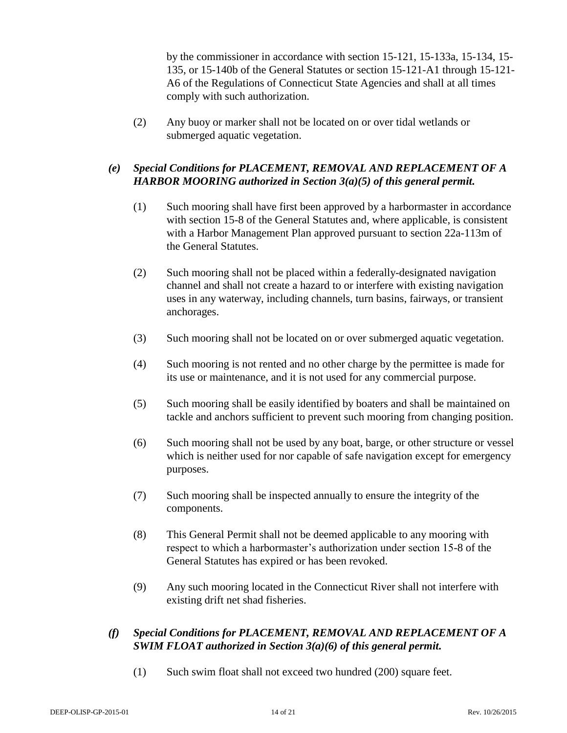by the commissioner in accordance with section 15-121, 15-133a, 15-134, 15-135, or 15-140b of the General Statutes or section 15-121-A1 through 15-121-A6 of the Regulations of Connecticut State Agencies and shall at all times comply with such authorization.

(2) Any buoy or marker shall not be located on or over tidal wetlands or submerged aquatic vegetation.

***(e) Special Conditions for PLACEMENT, REMOVAL AND REPLACEMENT OF A HARBOR MOORING authorized in Section 3(a)(5) of this general permit.***

(1) Such mooring shall have first been approved by a harbormaster in accordance with section 15-8 of the General Statutes and, where applicable, is consistent with a Harbor Management Plan approved pursuant to section 22a-113m of the General Statutes.

(2) Such mooring shall not be placed within a federally-designated navigation channel and shall not create a hazard to or interfere with existing navigation uses in any waterway, including channels, turn basins, fairways, or transient anchorages.

(3) Such mooring shall not be located on or over submerged aquatic vegetation.

(4) Such mooring is not rented and no other charge by the permittee is made for its use or maintenance, and it is not used for any commercial purpose.

(5) Such mooring shall be easily identified by boaters and shall be maintained on tackle and anchors sufficient to prevent such mooring from changing position.

(6) Such mooring shall not be used by any boat, barge, or other structure or vessel which is neither used for nor capable of safe navigation except for emergency purposes.

(7) Such mooring shall be inspected annually to ensure the integrity of the components.

(8) This General Permit shall not be deemed applicable to any mooring with respect to which a harbormaster's authorization under section 15-8 of the General Statutes has expired or has been revoked.

(9) Any such mooring located in the Connecticut River shall not interfere with existing drift net shad fisheries.

***(f) Special Conditions for PLACEMENT, REMOVAL AND REPLACEMENT OF A SWIM FLOAT authorized in Section 3(a)(6) of this general permit.***

(1) Such swim float shall not exceed two hundred (200) square feet.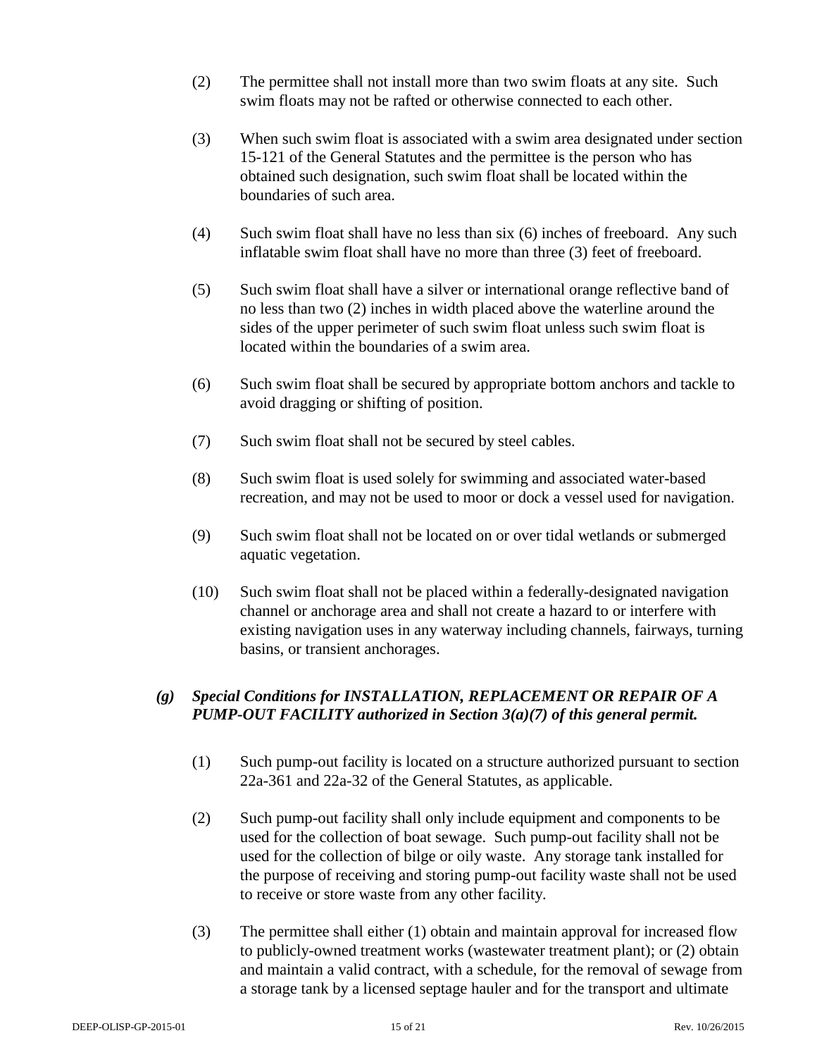(2) The permittee shall not install more than two swim floats at any site. Such swim floats may not be rafted or otherwise connected to each other.

(3) When such swim float is associated with a swim area designated under section 15-121 of the General Statutes and the permittee is the person who has obtained such designation, such swim float shall be located within the boundaries of such area.

(4) Such swim float shall have no less than six (6) inches of freeboard. Any such inflatable swim float shall have no more than three (3) feet of freeboard.

(5) Such swim float shall have a silver or international orange reflective band of no less than two (2) inches in width placed above the waterline around the sides of the upper perimeter of such swim float unless such swim float is located within the boundaries of a swim area.

(6) Such swim float shall be secured by appropriate bottom anchors and tackle to avoid dragging or shifting of position.

(7) Such swim float shall not be secured by steel cables.

(8) Such swim float is used solely for swimming and associated water-based recreation, and may not be used to moor or dock a vessel used for navigation.

(9) Such swim float shall not be located on or over tidal wetlands or submerged aquatic vegetation.

(10) Such swim float shall not be placed within a federally-designated navigation channel or anchorage area and shall not create a hazard to or interfere with existing navigation uses in any waterway including channels, fairways, turning basins, or transient anchorages.

***(g) Special Conditions for INSTALLATION, REPLACEMENT OR REPAIR OF A PUMP-OUT FACILITY authorized in Section 3(a)(7) of this general permit.***

(1) Such pump-out facility is located on a structure authorized pursuant to section 22a-361 and 22a-32 of the General Statutes, as applicable.

(2) Such pump-out facility shall only include equipment and components to be used for the collection of boat sewage. Such pump-out facility shall not be used for the collection of bilge or oily waste. Any storage tank installed for the purpose of receiving and storing pump-out facility waste shall not be used to receive or store waste from any other facility.

(3) The permittee shall either (1) obtain and maintain approval for increased flow to publicly-owned treatment works (wastewater treatment plant); or (2) obtain and maintain a valid contract, with a schedule, for the removal of sewage from a storage tank by a licensed septage hauler and for the transport and ultimate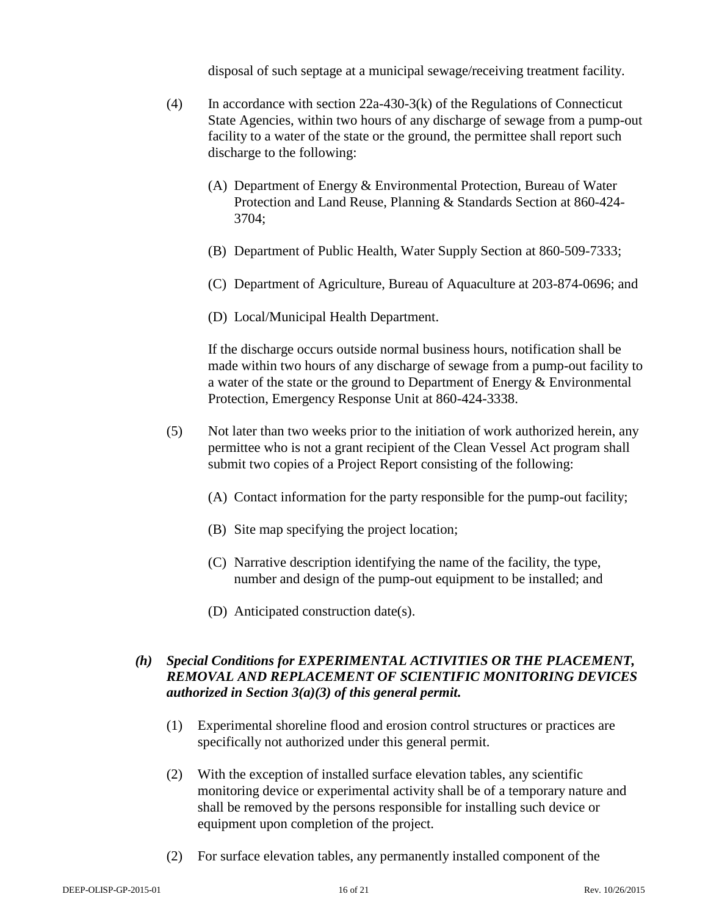disposal of such septage at a municipal sewage/receiving treatment facility.

(4) In accordance with section 22a-430-3(k) of the Regulations of Connecticut State Agencies, within two hours of any discharge of sewage from a pump-out facility to a water of the state or the ground, the permittee shall report such discharge to the following:

(A) Department of Energy & Environmental Protection, Bureau of Water Protection and Land Reuse, Planning & Standards Section at 860-424-3704;

(B) Department of Public Health, Water Supply Section at 860-509-7333;

(C) Department of Agriculture, Bureau of Aquaculture at 203-874-0696; and

(D) Local/Municipal Health Department.

If the discharge occurs outside normal business hours, notification shall be made within two hours of any discharge of sewage from a pump-out facility to a water of the state or the ground to Department of Energy & Environmental Protection, Emergency Response Unit at 860-424-3338.

(5) Not later than two weeks prior to the initiation of work authorized herein, any permittee who is not a grant recipient of the Clean Vessel Act program shall submit two copies of a Project Report consisting of the following:

(A) Contact information for the party responsible for the pump-out facility;

(B) Site map specifying the project location;

(C) Narrative description identifying the name of the facility, the type, number and design of the pump-out equipment to be installed; and

(D) Anticipated construction date(s).

***(h) Special Conditions for EXPERIMENTAL ACTIVITIES OR THE PLACEMENT, REMOVAL AND REPLACEMENT OF SCIENTIFIC MONITORING DEVICES authorized in Section 3(a)(3) of this general permit.***

(1) Experimental shoreline flood and erosion control structures or practices are specifically not authorized under this general permit.

(2) With the exception of installed surface elevation tables, any scientific monitoring device or experimental activity shall be of a temporary nature and shall be removed by the persons responsible for installing such device or equipment upon completion of the project.

(2) For surface elevation tables, any permanently installed component of the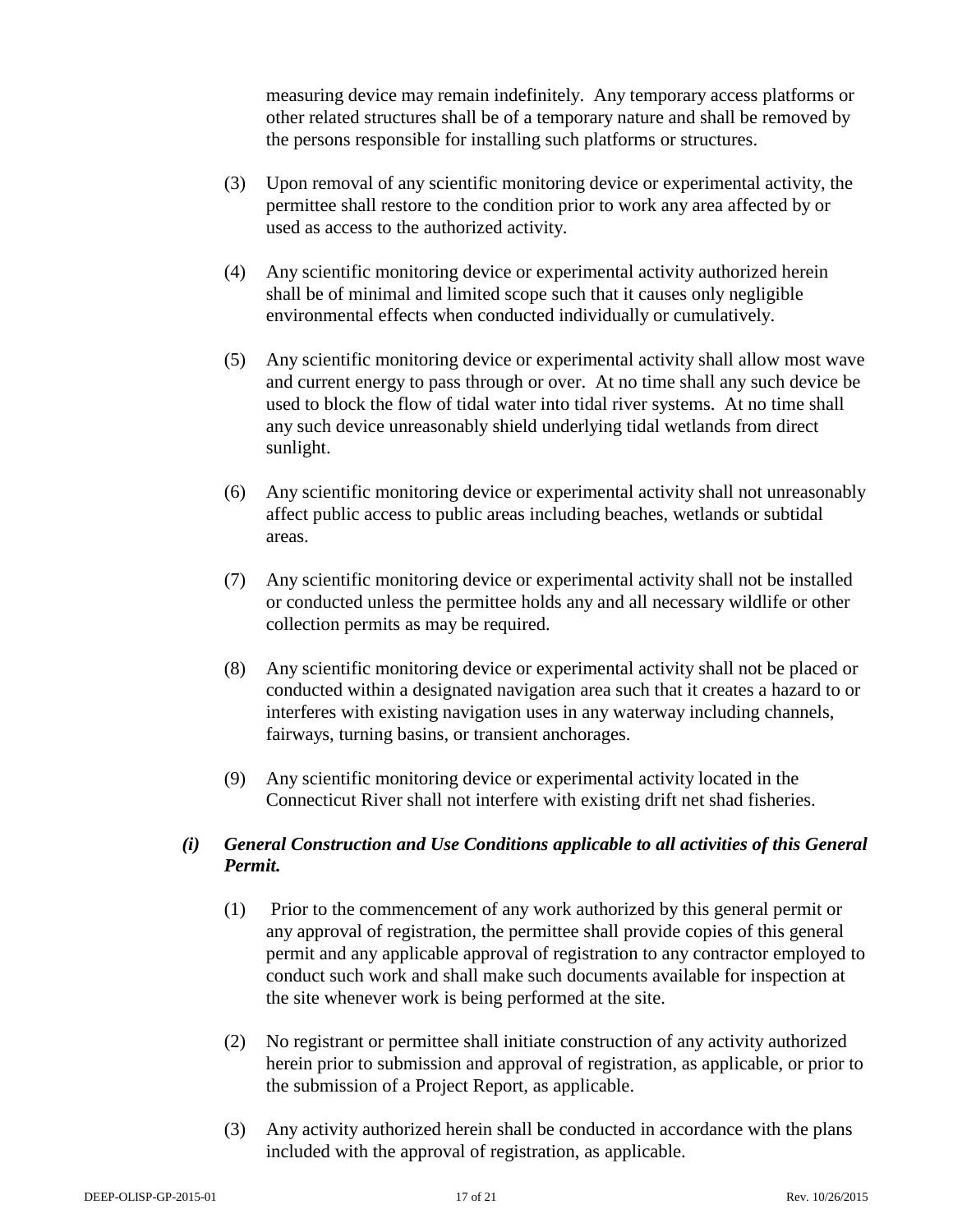measuring device may remain indefinitely. Any temporary access platforms or other related structures shall be of a temporary nature and shall be removed by the persons responsible for installing such platforms or structures.

(3) Upon removal of any scientific monitoring device or experimental activity, the permittee shall restore to the condition prior to work any area affected by or used as access to the authorized activity.

(4) Any scientific monitoring device or experimental activity authorized herein shall be of minimal and limited scope such that it causes only negligible environmental effects when conducted individually or cumulatively.

(5) Any scientific monitoring device or experimental activity shall allow most wave and current energy to pass through or over. At no time shall any such device be used to block the flow of tidal water into tidal river systems. At no time shall any such device unreasonably shield underlying tidal wetlands from direct sunlight.

(6) Any scientific monitoring device or experimental activity shall not unreasonably affect public access to public areas including beaches, wetlands or subtidal areas.

(7) Any scientific monitoring device or experimental activity shall not be installed or conducted unless the permittee holds any and all necessary wildlife or other collection permits as may be required.

(8) Any scientific monitoring device or experimental activity shall not be placed or conducted within a designated navigation area such that it creates a hazard to or interferes with existing navigation uses in any waterway including channels, fairways, turning basins, or transient anchorages.

(9) Any scientific monitoring device or experimental activity located in the Connecticut River shall not interfere with existing drift net shad fisheries.

***(i) General Construction and Use Conditions applicable to all activities of this General Permit.***

(1) Prior to the commencement of any work authorized by this general permit or any approval of registration, the permittee shall provide copies of this general permit and any applicable approval of registration to any contractor employed to conduct such work and shall make such documents available for inspection at the site whenever work is being performed at the site.

(2) No registrant or permittee shall initiate construction of any activity authorized herein prior to submission and approval of registration, as applicable, or prior to the submission of a Project Report, as applicable.

(3) Any activity authorized herein shall be conducted in accordance with the plans included with the approval of registration, as applicable.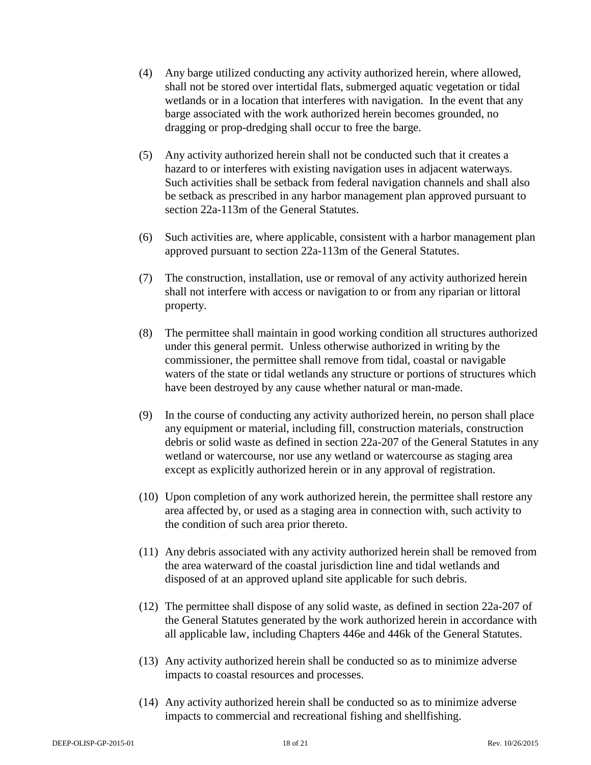(4) Any barge utilized conducting any activity authorized herein, where allowed, shall not be stored over intertidal flats, submerged aquatic vegetation or tidal wetlands or in a location that interferes with navigation. In the event that any barge associated with the work authorized herein becomes grounded, no dragging or prop-dredging shall occur to free the barge.

(5) Any activity authorized herein shall not be conducted such that it creates a hazard to or interferes with existing navigation uses in adjacent waterways. Such activities shall be setback from federal navigation channels and shall also be setback as prescribed in any harbor management plan approved pursuant to section 22a-113m of the General Statutes.

(6) Such activities are, where applicable, consistent with a harbor management plan approved pursuant to section 22a-113m of the General Statutes.

(7) The construction, installation, use or removal of any activity authorized herein shall not interfere with access or navigation to or from any riparian or littoral property.

(8) The permittee shall maintain in good working condition all structures authorized under this general permit. Unless otherwise authorized in writing by the commissioner, the permittee shall remove from tidal, coastal or navigable waters of the state or tidal wetlands any structure or portions of structures which have been destroyed by any cause whether natural or man-made.

(9) In the course of conducting any activity authorized herein, no person shall place any equipment or material, including fill, construction materials, construction debris or solid waste as defined in section 22a-207 of the General Statutes in any wetland or watercourse, nor use any wetland or watercourse as staging area except as explicitly authorized herein or in any approval of registration.

(10) Upon completion of any work authorized herein, the permittee shall restore any area affected by, or used as a staging area in connection with, such activity to the condition of such area prior thereto.

(11) Any debris associated with any activity authorized herein shall be removed from the area waterward of the coastal jurisdiction line and tidal wetlands and disposed of at an approved upland site applicable for such debris.

(12) The permittee shall dispose of any solid waste, as defined in section 22a-207 of the General Statutes generated by the work authorized herein in accordance with all applicable law, including Chapters 446e and 446k of the General Statutes.

(13) Any activity authorized herein shall be conducted so as to minimize adverse impacts to coastal resources and processes.

(14) Any activity authorized herein shall be conducted so as to minimize adverse impacts to commercial and recreational fishing and shellfishing.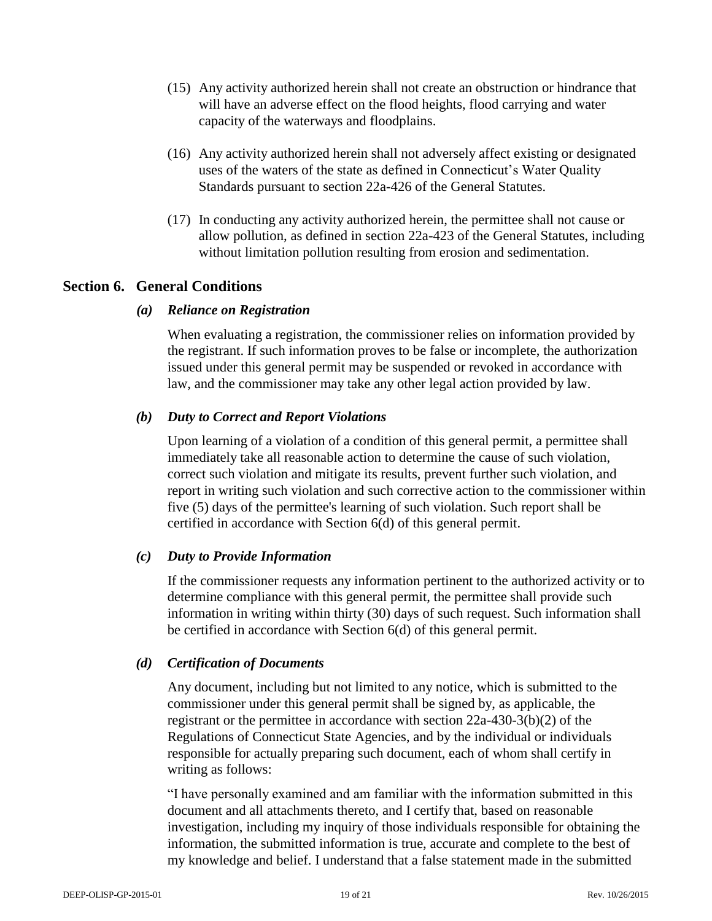(15) Any activity authorized herein shall not create an obstruction or hindrance that will have an adverse effect on the flood heights, flood carrying and water capacity of the waterways and floodplains.

(16) Any activity authorized herein shall not adversely affect existing or designated uses of the waters of the state as defined in Connecticut's Water Quality Standards pursuant to section 22a-426 of the General Statutes.

(17) In conducting any activity authorized herein, the permittee shall not cause or allow pollution, as defined in section 22a-423 of the General Statutes, including without limitation pollution resulting from erosion and sedimentation.

## Section 6. General Conditions

### *(a) Reliance on Registration*

When evaluating a registration, the commissioner relies on information provided by the registrant. If such information proves to be false or incomplete, the authorization issued under this general permit may be suspended or revoked in accordance with law, and the commissioner may take any other legal action provided by law.

### *(b) Duty to Correct and Report Violations*

Upon learning of a violation of a condition of this general permit, a permittee shall immediately take all reasonable action to determine the cause of such violation, correct such violation and mitigate its results, prevent further such violation, and report in writing such violation and such corrective action to the commissioner within five (5) days of the permittee's learning of such violation. Such report shall be certified in accordance with Section 6(d) of this general permit.

### *(c) Duty to Provide Information*

If the commissioner requests any information pertinent to the authorized activity or to determine compliance with this general permit, the permittee shall provide such information in writing within thirty (30) days of such request. Such information shall be certified in accordance with Section 6(d) of this general permit.

### *(d) Certification of Documents*

Any document, including but not limited to any notice, which is submitted to the commissioner under this general permit shall be signed by, as applicable, the registrant or the permittee in accordance with section 22a-430-3(b)(2) of the Regulations of Connecticut State Agencies, and by the individual or individuals responsible for actually preparing such document, each of whom shall certify in writing as follows:

"I have personally examined and am familiar with the information submitted in this document and all attachments thereto, and I certify that, based on reasonable investigation, including my inquiry of those individuals responsible for obtaining the information, the submitted information is true, accurate and complete to the best of my knowledge and belief. I understand that a false statement made in the submitted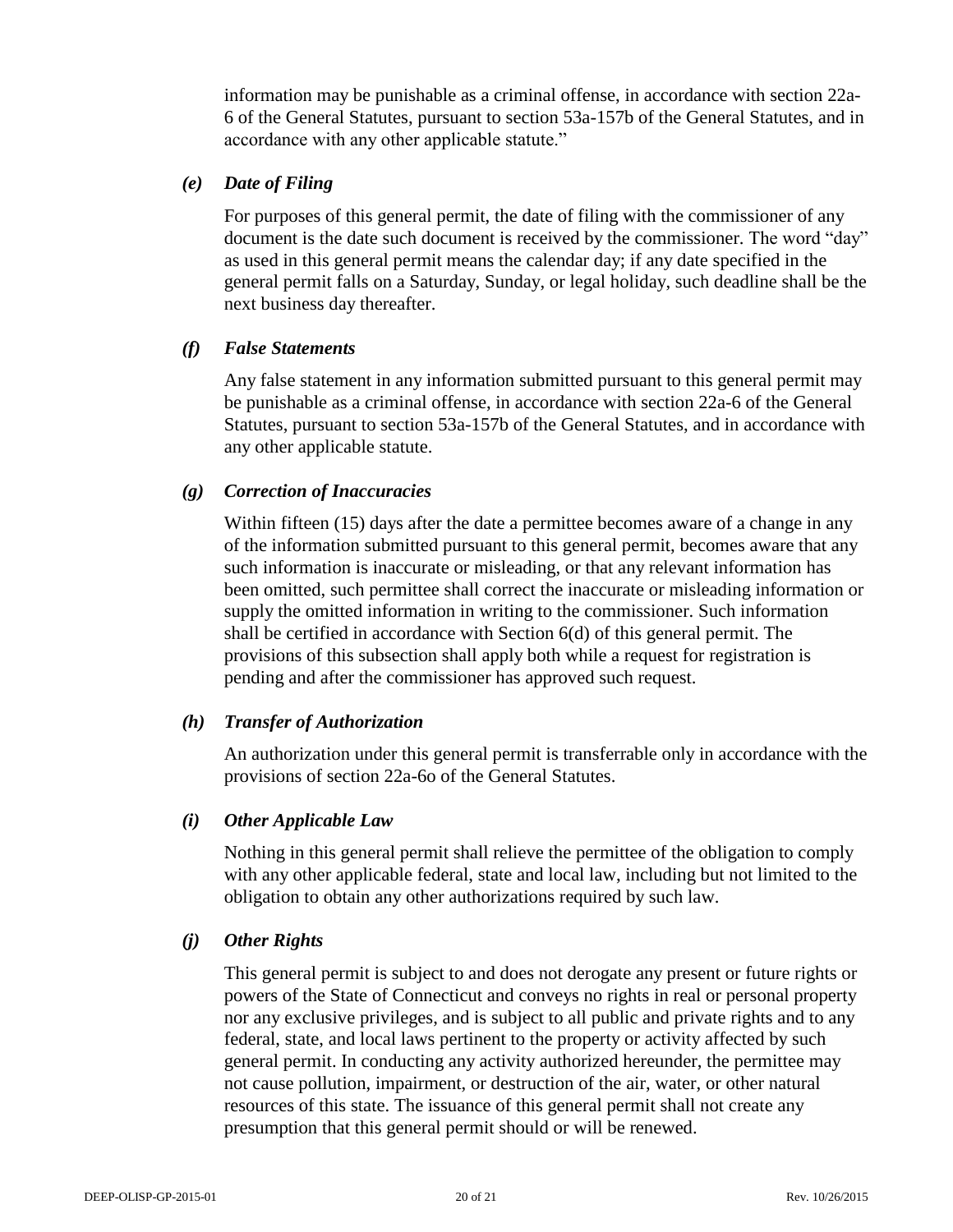information may be punishable as a criminal offense, in accordance with section 22a-6 of the General Statutes, pursuant to section 53a-157b of the General Statutes, and in accordance with any other applicable statute."

### *(e) Date of Filing*

For purposes of this general permit, the date of filing with the commissioner of any document is the date such document is received by the commissioner. The word "day" as used in this general permit means the calendar day; if any date specified in the general permit falls on a Saturday, Sunday, or legal holiday, such deadline shall be the next business day thereafter.

### *(f) False Statements*

Any false statement in any information submitted pursuant to this general permit may be punishable as a criminal offense, in accordance with section 22a-6 of the General Statutes, pursuant to section 53a-157b of the General Statutes, and in accordance with any other applicable statute.

### *(g) Correction of Inaccuracies*

Within fifteen (15) days after the date a permittee becomes aware of a change in any of the information submitted pursuant to this general permit, becomes aware that any such information is inaccurate or misleading, or that any relevant information has been omitted, such permittee shall correct the inaccurate or misleading information or supply the omitted information in writing to the commissioner. Such information shall be certified in accordance with Section 6(d) of this general permit. The provisions of this subsection shall apply both while a request for registration is pending and after the commissioner has approved such request.

### *(h) Transfer of Authorization*

An authorization under this general permit is transferrable only in accordance with the provisions of section 22a-6o of the General Statutes.

### *(i) Other Applicable Law*

Nothing in this general permit shall relieve the permittee of the obligation to comply with any other applicable federal, state and local law, including but not limited to the obligation to obtain any other authorizations required by such law.

### *(j) Other Rights*

This general permit is subject to and does not derogate any present or future rights or powers of the State of Connecticut and conveys no rights in real or personal property nor any exclusive privileges, and is subject to all public and private rights and to any federal, state, and local laws pertinent to the property or activity affected by such general permit. In conducting any activity authorized hereunder, the permittee may not cause pollution, impairment, or destruction of the air, water, or other natural resources of this state. The issuance of this general permit shall not create any presumption that this general permit should or will be renewed.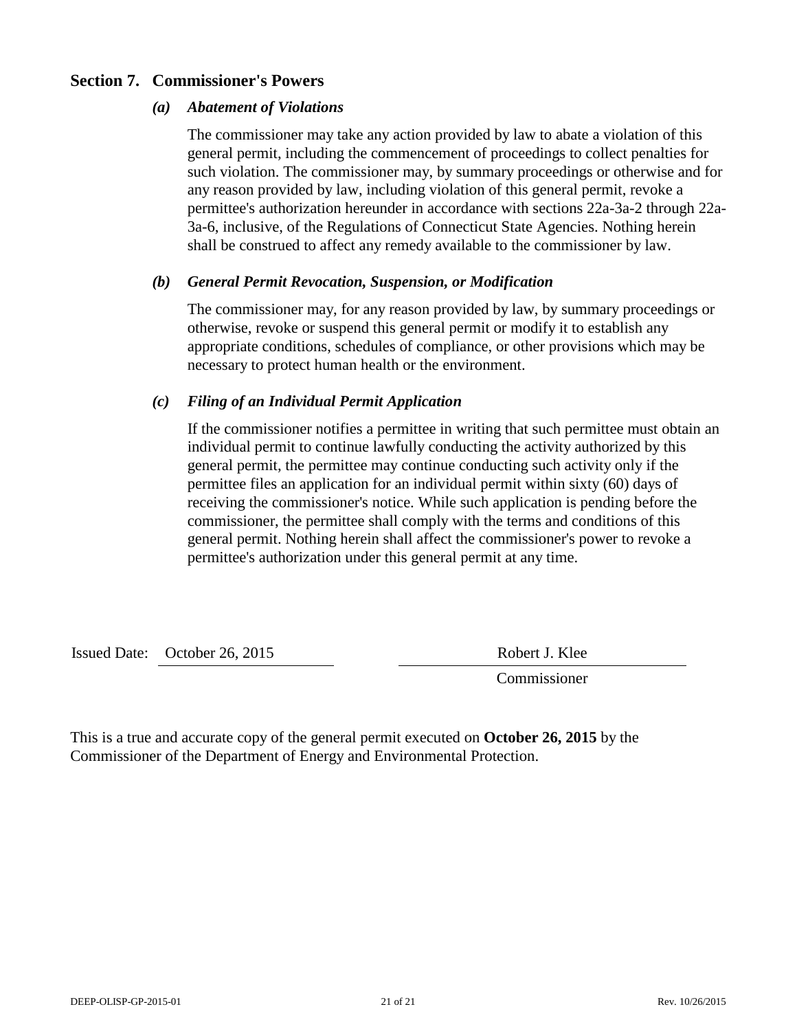## Section 7. Commissioner's Powers

### *(a) Abatement of Violations*

The commissioner may take any action provided by law to abate a violation of this general permit, including the commencement of proceedings to collect penalties for such violation. The commissioner may, by summary proceedings or otherwise and for any reason provided by law, including violation of this general permit, revoke a permittee's authorization hereunder in accordance with sections 22a-3a-2 through 22a-3a-6, inclusive, of the Regulations of Connecticut State Agencies. Nothing herein shall be construed to affect any remedy available to the commissioner by law.

### *(b) General Permit Revocation, Suspension, or Modification*

The commissioner may, for any reason provided by law, by summary proceedings or otherwise, revoke or suspend this general permit or modify it to establish any appropriate conditions, schedules of compliance, or other provisions which may be necessary to protect human health or the environment.

### *(c) Filing of an Individual Permit Application*

If the commissioner notifies a permittee in writing that such permittee must obtain an individual permit to continue lawfully conducting the activity authorized by this general permit, the permittee may continue conducting such activity only if the permittee files an application for an individual permit within sixty (60) days of receiving the commissioner's notice. While such application is pending before the commissioner, the permittee shall comply with the terms and conditions of this general permit. Nothing herein shall affect the commissioner's power to revoke a permittee's authorization under this general permit at any time.

Issued Date: October 26, 2015

Robert J. Klee
Commissioner

This is a true and accurate copy of the general permit executed on **October 26, 2015** by the Commissioner of the Department of Energy and Environmental Protection.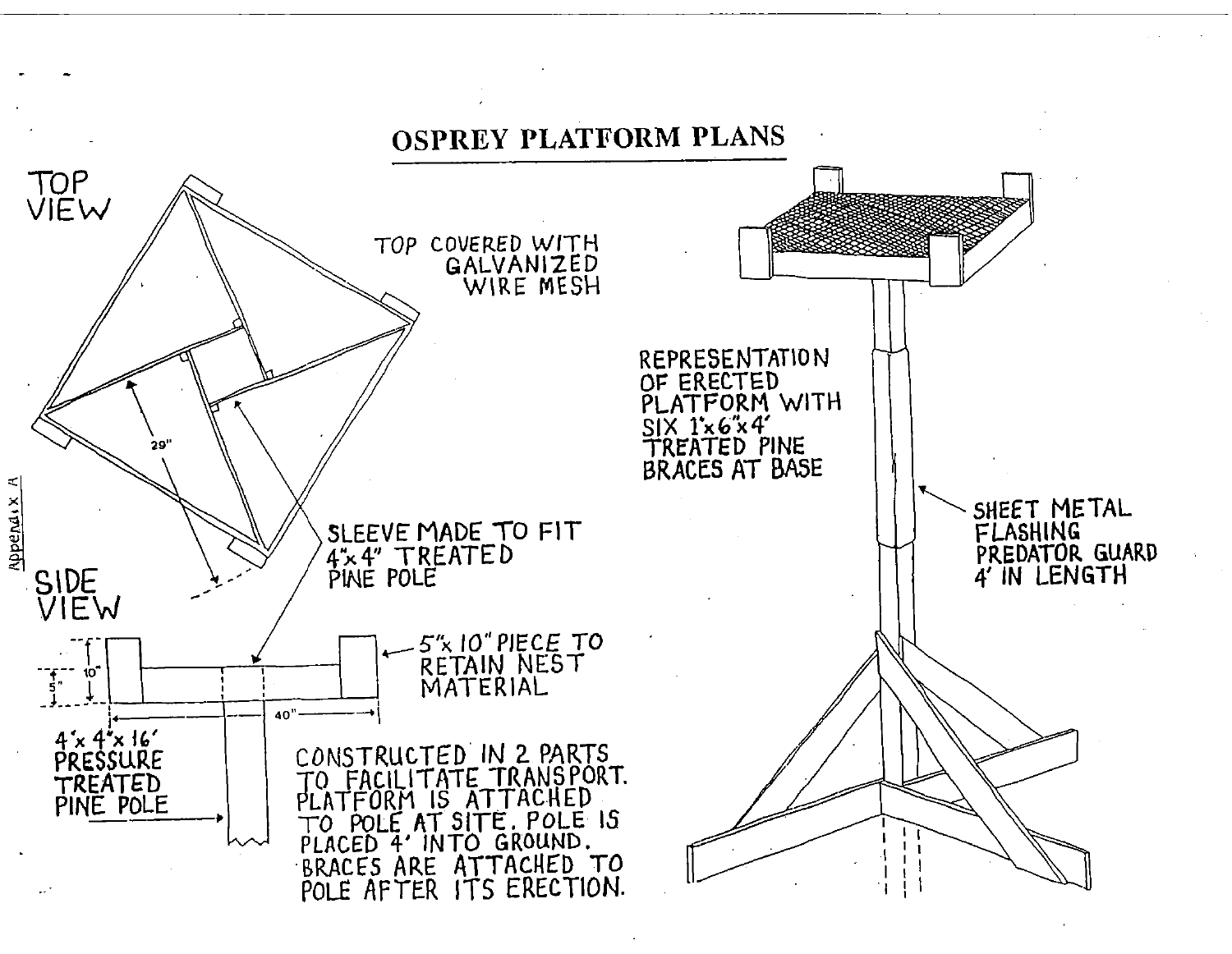# OSPREY PLATFORM PLANS

TOP VIEW

TOP COVERED WITH GALVANIZED WIRE MESH

29"

SLEEVE MADE TO FIT 4"x 4" TREATED PINE POLE

SIDE VIEW

10"

5"

40"

5"x 10" PIECE TO RETAIN NEST MATERIAL

4"x 4"x 16' PRESSURE TREATED PINE POLE

CONSTRUCTED IN 2 PARTS TO FACILITATE TRANSPORT. PLATFORM IS ATTACHED TO POLE AT SITE. POLE IS PLACED 4' INTO GROUND. BRACES ARE ATTACHED TO POLE AFTER ITS ERECTION.

REPRESENTATION OF ERECTED PLATFORM WITH SIX 1"x 6"x 4' TREATED PINE BRACES AT BASE

SHEET METAL FLASHING PREDATOR GUARD 4' IN LENGTH

Appendix A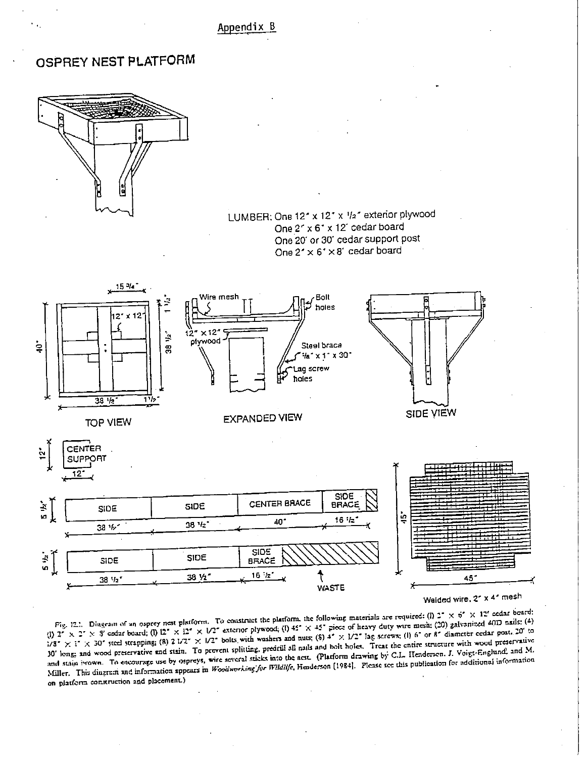Appendix B

# OSPREY NEST PLATFORM

LUMBER: One 12" x 12" x 1/2" exterior plywood
One 2" x 6" x 12' cedar board
One 20' or 30' cedar support post
One 2" x 6" x 8' cedar board

TOP VIEW

EXPANDED VIEW

SIDE VIEW

Welded wire, 2" x 4" mesh

Fig. 12.1. Diagram of an osprey nest platform. To construct the platform, the following materials are required: (1) 2" × 6" × 12' cedar board; (1) 2" × 2" × 8' cedar board; (1) 12" × 12" × 1/2" exterior plywood; (1) 45" × 45" piece of heavy duty wire mesh; (20) galvanized 40D nails; (4) 1/8" × 1" × 30" steel strapping; (8) 2 1/2" × 1/2" bolts with washers and nuts; (8) 4" × 1/2" lag screws; (1) 6" or 8" diameter cedar post, 20' to 30' long; and wood preservative and stain. To prevent splitting, predrill all nails and bolt holes. Treat the entire structure with wood preservative and stain brown. To encourage use by ospreys, wire several sticks into the nest. (Platform drawing by C.L. Henderson, J. Voigt-Englund, and M. Miller. This diagram and information appears in *Woodworking for Wildlife*, Henderson [1984]. Please see this publication for additional information on platform construction and placement.)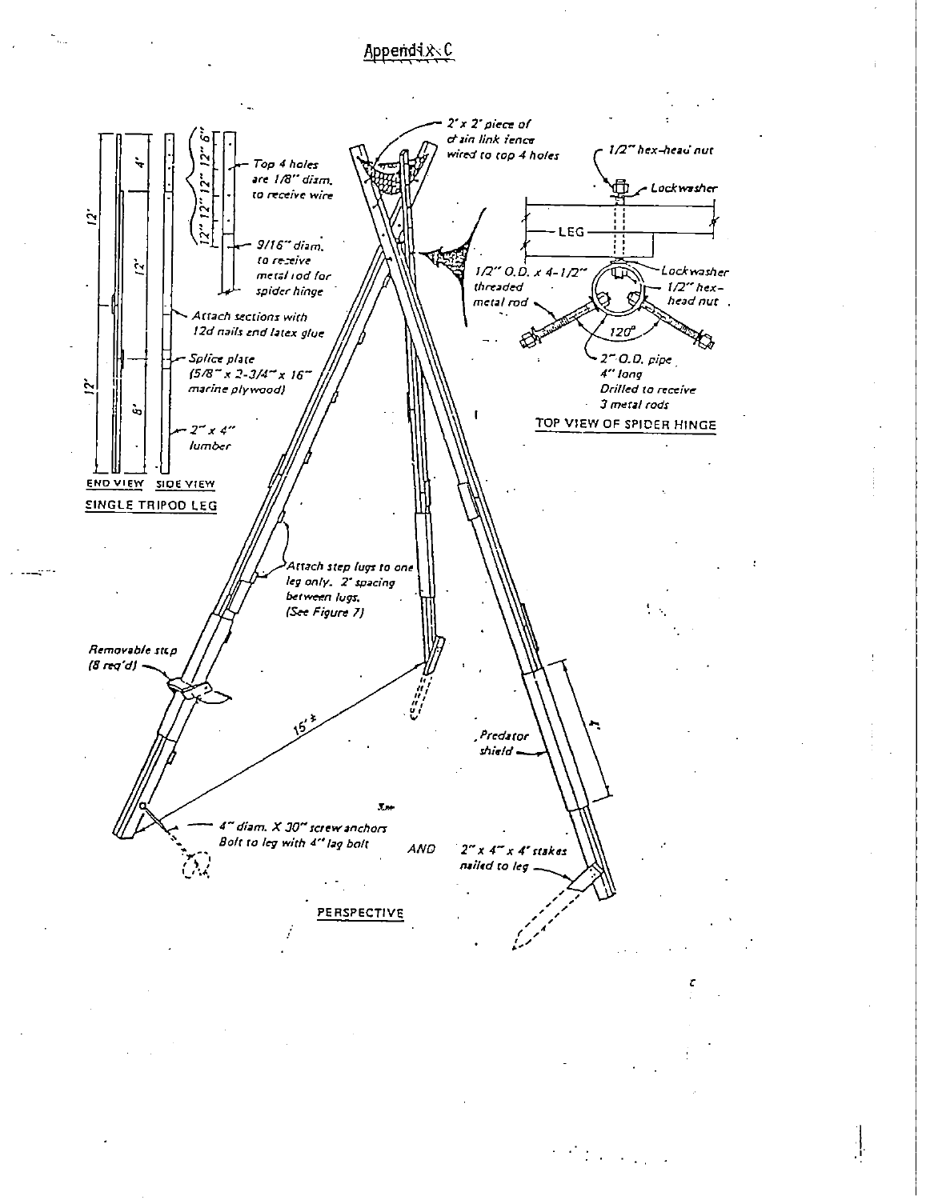Appendix C

2" x 2" piece of chain link fence wired to top 4 holes

1/2" hex-head nut

Lockwasher

LEG

1/2" O.D. x 4-1/2" threaded metal rod

Lockwasher

1/2" hex-head nut

120°

2" O.D. pipe 4" long Drilled to receive 3 metal rods

TOP VIEW OF SPIDER HINGE

12'

4'

12'

12'

8'

12" 12" 12" 12" 6"

Top 4 holes are 1/8" diam. to receive wire

9/16" diam. to receive metal rod for spider hinge

Attach sections with 12d nails and latex glue

Splice plate (5/8" x 2-3/4" x 16" marine plywood)

2" x 4" lumber

END VIEW SIDE VIEW

SINGLE TRIPOD LEG

Attach step lugs to one leg only. 2' spacing between lugs. (See Figure 7)

Removable step (8 req'd)

15' ±

Predator shield

4"

4" diam. X 30" screw anchors Bolt to leg with 4" lag bolt

AND

2" x 4" x 4' stakes nailed to leg

PERSPECTIVE